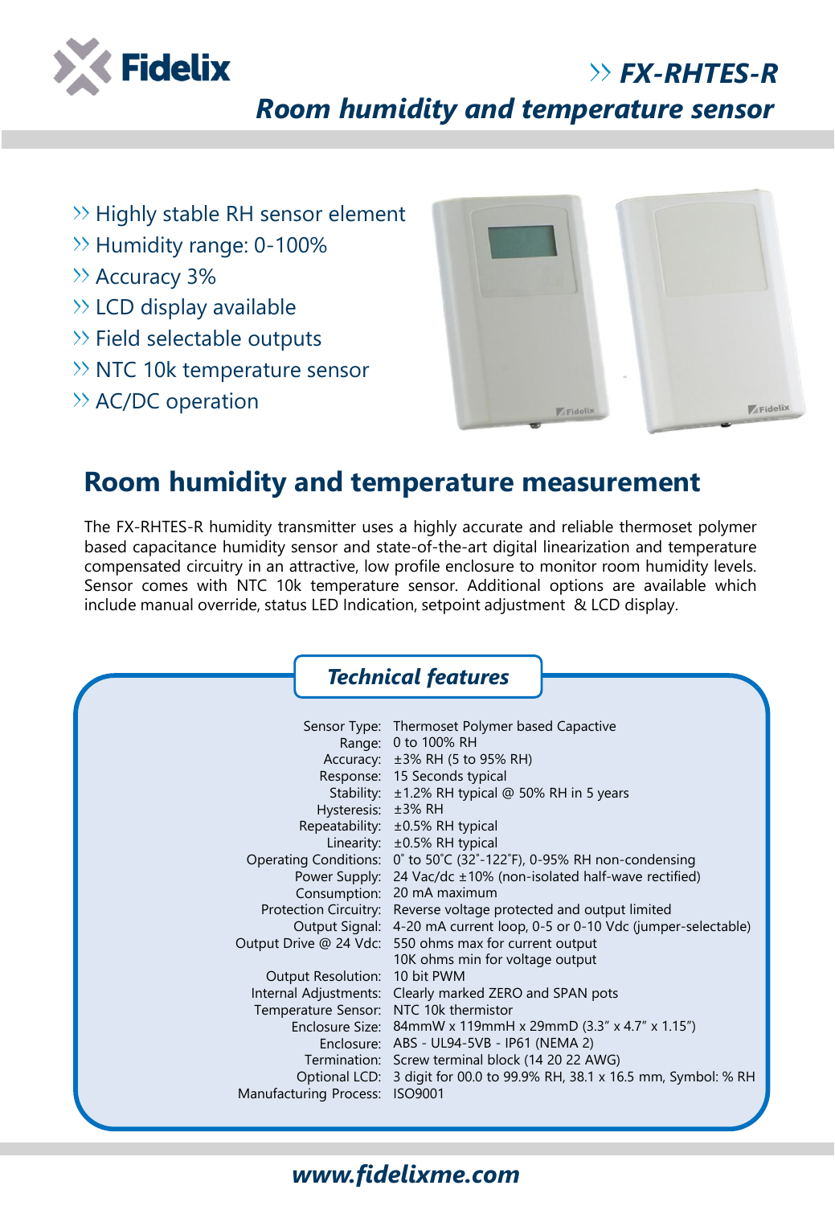# FX-RHTES-R

## Room humidity and temperature sensor

- Highly stable RH sensor element
- Humidity range: 0-100%
- Accuracy 3%
- LCD display available
- Field selectable outputs
- NTC 10k temperature sensor
- AC/DC operation

## Room humidity and temperature measurement

The FX-RHTES-R humidity transmitter uses a highly accurate and reliable thermoset polymer based capacitance humidity sensor and state-of-the-art digital linearization and temperature compensated circuitry in an attractive, low profile enclosure to monitor room humidity levels. Sensor comes with NTC 10k temperature sensor. Additional options are available which include manual override, status LED Indication, setpoint adjustment & LCD display.

### Technical features

| | |
|---|---|
| Sensor Type: | Thermoset Polymer based Capactive |
| Range: | 0 to 100% RH |
| Accuracy: | ±3% RH (5 to 95% RH) |
| Response: | 15 Seconds typical |
| Stability: | ±1.2% RH typical @ 50% RH in 5 years |
| Hysteresis: | ±3% RH |
| Repeatability: | ±0.5% RH typical |
| Linearity: | ±0.5% RH typical |
| Operating Conditions: | 0˚ to 50˚C (32˚-122˚F), 0-95% RH non-condensing |
| Power Supply: | 24 Vac/dc ±10% (non-isolated half-wave rectified) |
| Consumption: | 20 mA maximum |
| Protection Circuitry: | Reverse voltage protected and output limited |
| Output Signal: | 4-20 mA current loop, 0-5 or 0-10 Vdc (jumper-selectable) |
| Output Drive @ 24 Vdc: | 550 ohms max for current output<br>10K ohms min for voltage output |
| Output Resolution: | 10 bit PWM |
| Internal Adjustments: | Clearly marked ZERO and SPAN pots |
| Temperature Sensor: | NTC 10k thermistor |
| Enclosure Size: | 84mmW x 119mmH x 29mmD (3.3" x 4.7" x 1.15") |
| Enclosure: | ABS - UL94-5VB - IP61 (NEMA 2) |
| Termination: | Screw terminal block (14 20 22 AWG) |
| Optional LCD: | 3 digit for 00.0 to 99.9% RH, 38.1 x 16.5 mm, Symbol: % RH |
| Manufacturing Process: | ISO9001 |

www.fidelixme.com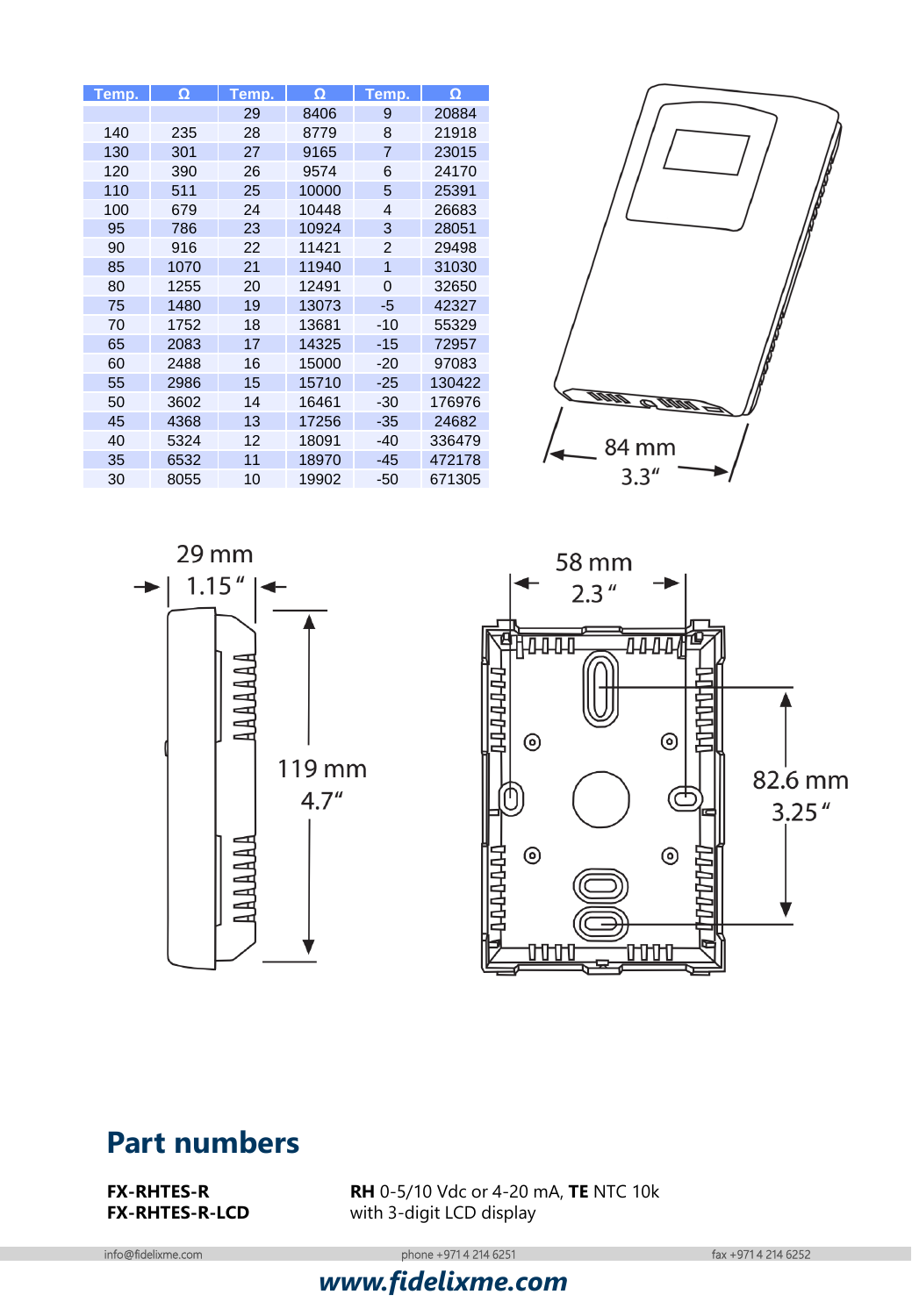| Temp. | Ω | Temp. | Ω | Temp. | Ω |
|---|---|---|---|---|---|
| | | 29 | 8406 | 9 | 20884 |
| 140 | 235 | 28 | 8779 | 8 | 21918 |
| 130 | 301 | 27 | 9165 | 7 | 23015 |
| 120 | 390 | 26 | 9574 | 6 | 24170 |
| 110 | 511 | 25 | 10000 | 5 | 25391 |
| 100 | 679 | 24 | 10448 | 4 | 26683 |
| 95 | 786 | 23 | 10924 | 3 | 28051 |
| 90 | 916 | 22 | 11421 | 2 | 29498 |
| 85 | 1070 | 21 | 11940 | 1 | 31030 |
| 80 | 1255 | 20 | 12491 | 0 | 32650 |
| 75 | 1480 | 19 | 13073 | -5 | 42327 |
| 70 | 1752 | 18 | 13681 | -10 | 55329 |
| 65 | 2083 | 17 | 14325 | -15 | 72957 |
| 60 | 2488 | 16 | 15000 | -20 | 97083 |
| 55 | 2986 | 15 | 15710 | -25 | 130422 |
| 50 | 3602 | 14 | 16461 | -30 | 176976 |
| 45 | 4368 | 13 | 17256 | -35 | 24682 |
| 40 | 5324 | 12 | 18091 | -40 | 336479 |
| 35 | 6532 | 11 | 18970 | -45 | 472178 |
| 30 | 8055 | 10 | 19902 | -50 | 671305 |

84 mm
3.3"

29 mm
1.15"

119 mm
4.7"

58 mm
2.3"

82.6 mm
3.25"

## Part numbers

**FX-RHTES-R**
**FX-RHTES-R-LCD**

**RH** 0-5/10 Vdc or 4-20 mA, **TE** NTC 10k
with 3-digit LCD display

info@fidelixme.com phone +971 4 214 6251 fax +971 4 214 6252

***www.fidelixme.com***